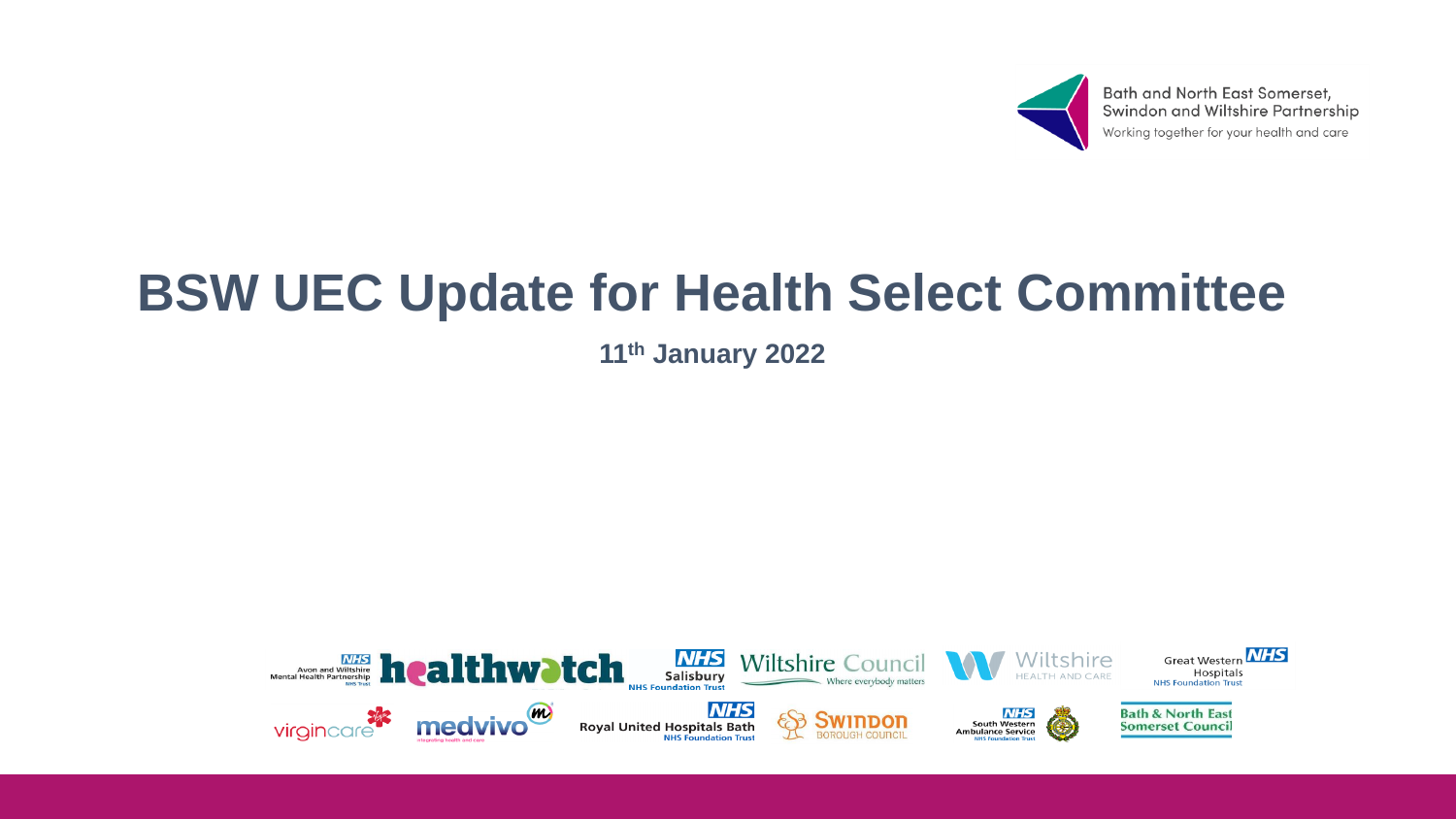Bath and North East Somerset, Swindon and Wiltshire Partnership

Working together for your health and care

# BSW UEC Update for Health Select Committee

**11th January 2022**

Avon and Wiltshire Mental Health Partnership NHS Trust · healthwatch · Salisbury NHS Foundation Trust · Wiltshire Council – Where everybody matters · Wiltshire Health and Care · Great Western Hospitals NHS Foundation Trust · virgincare · medvivo – integrating health and care · Royal United Hospitals Bath NHS Foundation Trust · Swindon Borough Council · South Western Ambulance Service NHS Foundation Trust · Bath & North East Somerset Council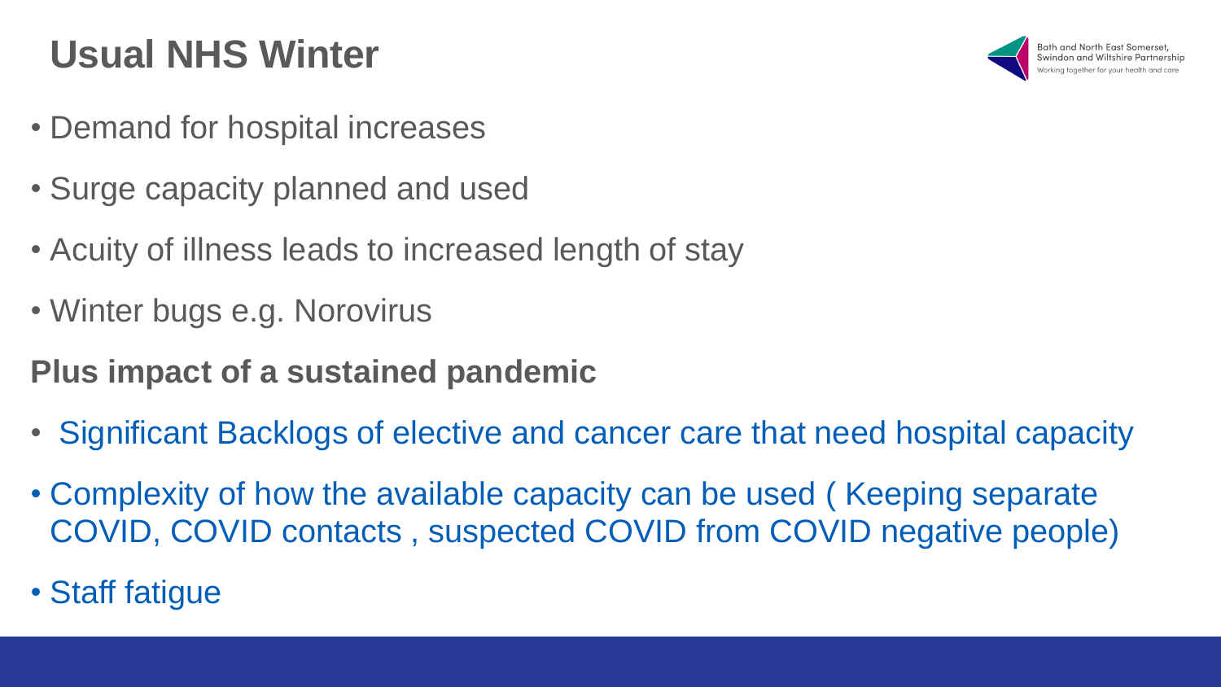# Usual NHS Winter

- Demand for hospital increases
- Surge capacity planned and used
- Acuity of illness leads to increased length of stay
- Winter bugs e.g. Norovirus

**Plus impact of a sustained pandemic**

- Significant Backlogs of elective and cancer care that need hospital capacity
- Complexity of how the available capacity can be used ( Keeping separate COVID, COVID contacts , suspected COVID from COVID negative people)
- Staff fatigue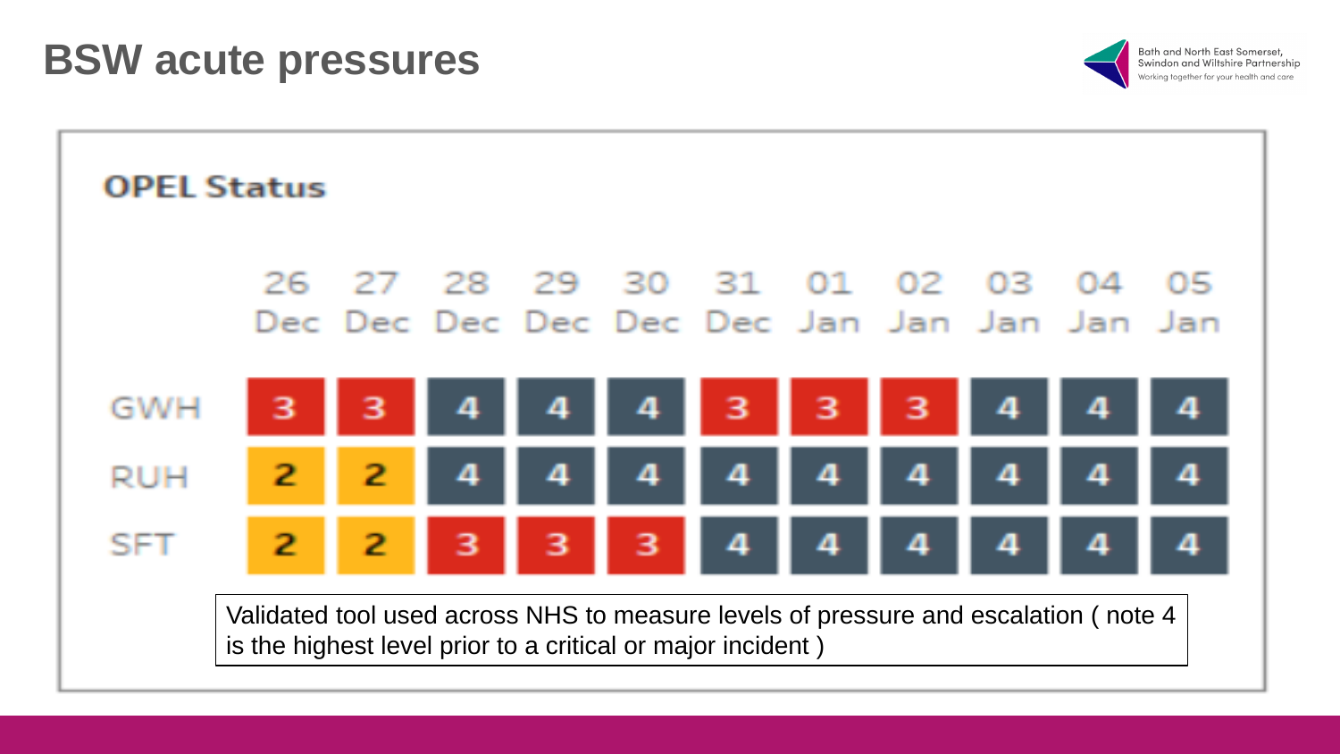# BSW acute pressures

### OPEL Status

| | 26 Dec | 27 Dec | 28 Dec | 29 Dec | 30 Dec | 31 Dec | 01 Jan | 02 Jan | 03 Jan | 04 Jan | 05 Jan |
|---|---|---|---|---|---|---|---|---|---|---|---|
| GWH | 3 | 3 | 4 | 4 | 4 | 3 | 3 | 3 | 4 | 4 | 4 |
| RUH | 2 | 2 | 4 | 4 | 4 | 4 | 4 | 4 | 4 | 4 | 4 |
| SFT | 2 | 2 | 3 | 3 | 3 | 4 | 4 | 4 | 4 | 4 | 4 |

Validated tool used across NHS to measure levels of pressure and escalation ( note 4 is the highest level prior to a critical or major incident )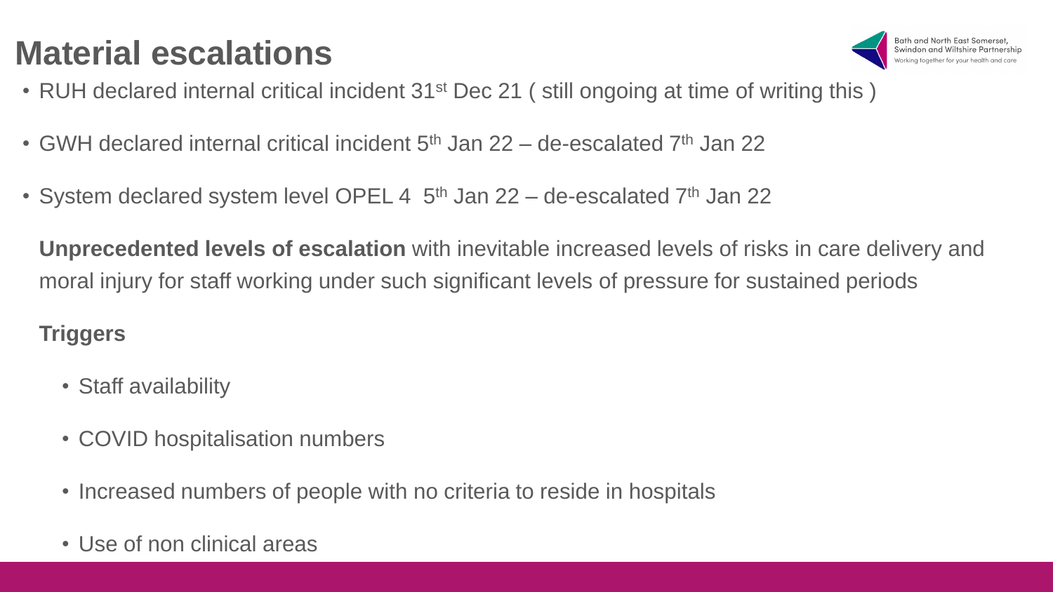# Material escalations

- RUH declared internal critical incident 31st Dec 21 ( still ongoing at time of writing this )
- GWH declared internal critical incident 5th Jan 22 – de-escalated 7th Jan 22
- System declared system level OPEL 4 5th Jan 22 – de-escalated 7th Jan 22

**Unprecedented levels of escalation** with inevitable increased levels of risks in care delivery and moral injury for staff working under such significant levels of pressure for sustained periods

**Triggers**

- Staff availability
- COVID hospitalisation numbers
- Increased numbers of people with no criteria to reside in hospitals
- Use of non clinical areas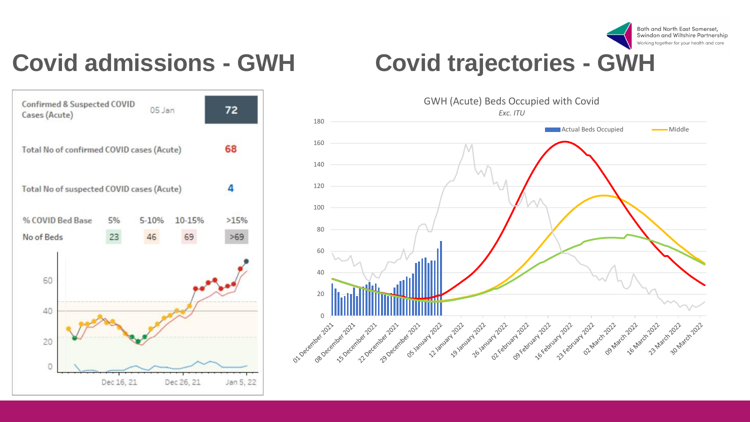# Covid admissions - GWH

| Confirmed & Suspected COVID Cases (Acute) | 05 Jan | | | 72 |
|---|---|---|---|---|
| Total No of confirmed COVID cases (Acute) | | | | 68 |
| Total No of suspected COVID cases (Acute) | | | | 4 |
| % COVID Bed Base | 5% | 5-10% | 10-15% | >15% |
| No of Beds | 23 | 46 | 69 | >69 |

# Covid trajectories - GWH

GWH (Acute) Beds Occupied with Covid

*Exc. ITU*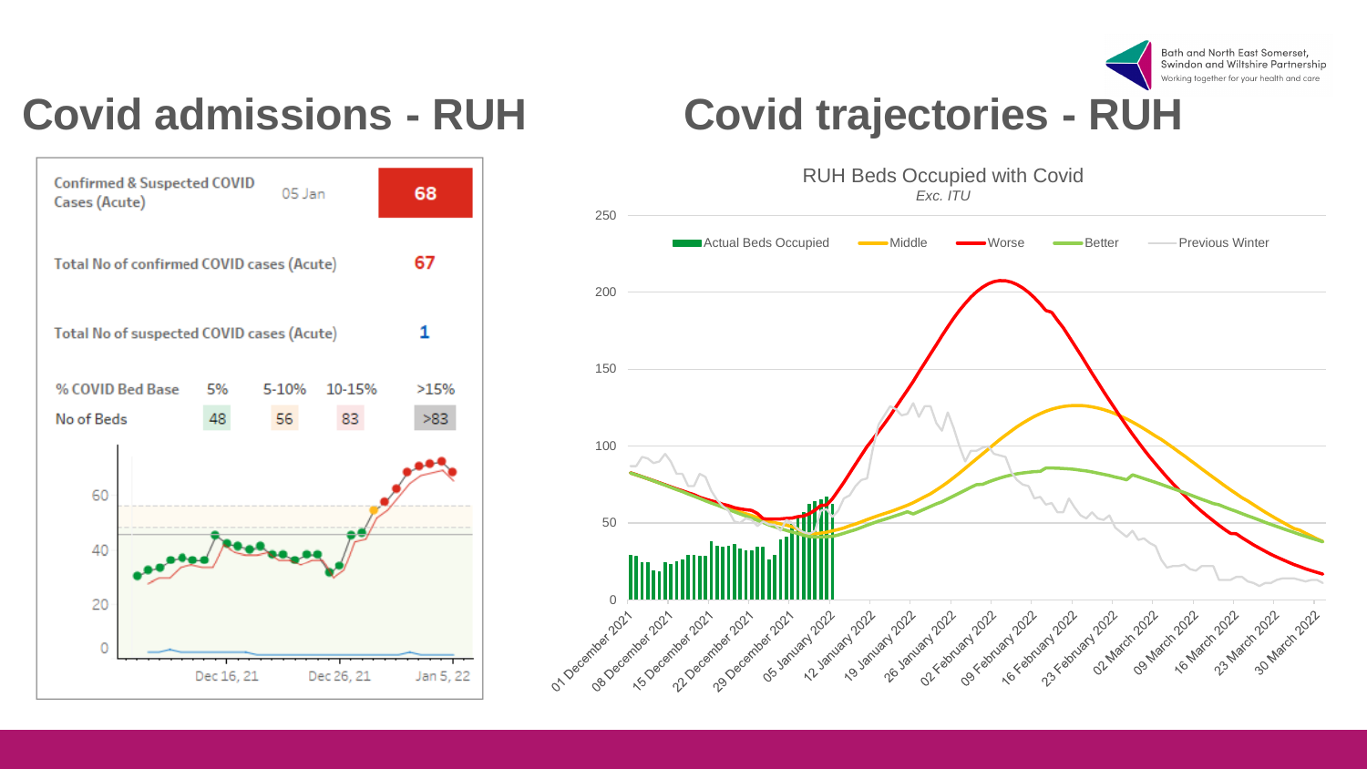# Covid admissions - RUH

| Confirmed & Suspected COVID Cases (Acute) | 05 Jan | 68 |
|---|---|---|
| Total No of confirmed COVID cases (Acute) | | 67 |
| Total No of suspected COVID cases (Acute) | | 1 |

| % COVID Bed Base | 5% | 5-10% | 10-15% | >15% |
|---|---|---|---|---|
| No of Beds | 48 | 56 | 83 | >83 |

# Covid trajectories - RUH

RUH Beds Occupied with Covid

*Exc. ITU*

Actual Beds Occupied | Middle | Worse | Better | Previous Winter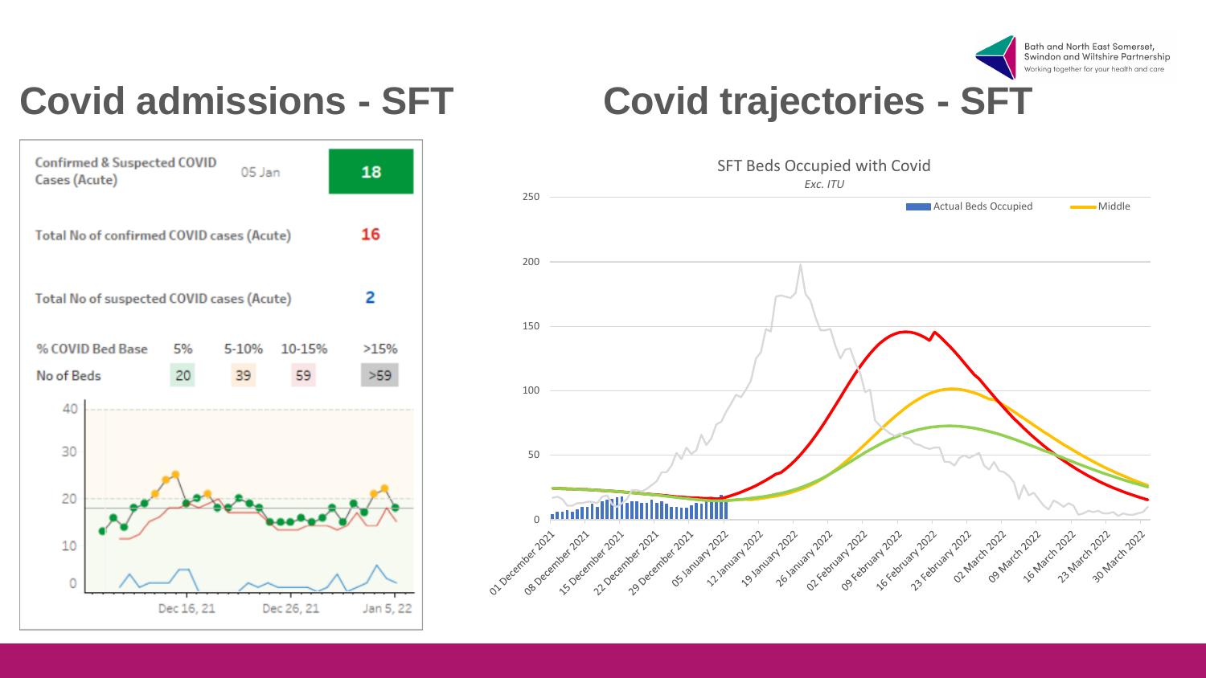# Covid admissions - SFT

| Confirmed & Suspected COVID Cases (Acute) | 05 Jan | 18 |
|---|---|---|
| Total No of confirmed COVID cases (Acute) | | 16 |
| Total No of suspected COVID cases (Acute) | | 2 |

| % COVID Bed Base | 5% | 5-10% | 10-15% | >15% |
|---|---|---|---|---|
| No of Beds | 20 | 39 | 59 | >59 |

# Covid trajectories - SFT

SFT Beds Occupied with Covid

*Exc. ITU*

Actual Beds Occupied | Middle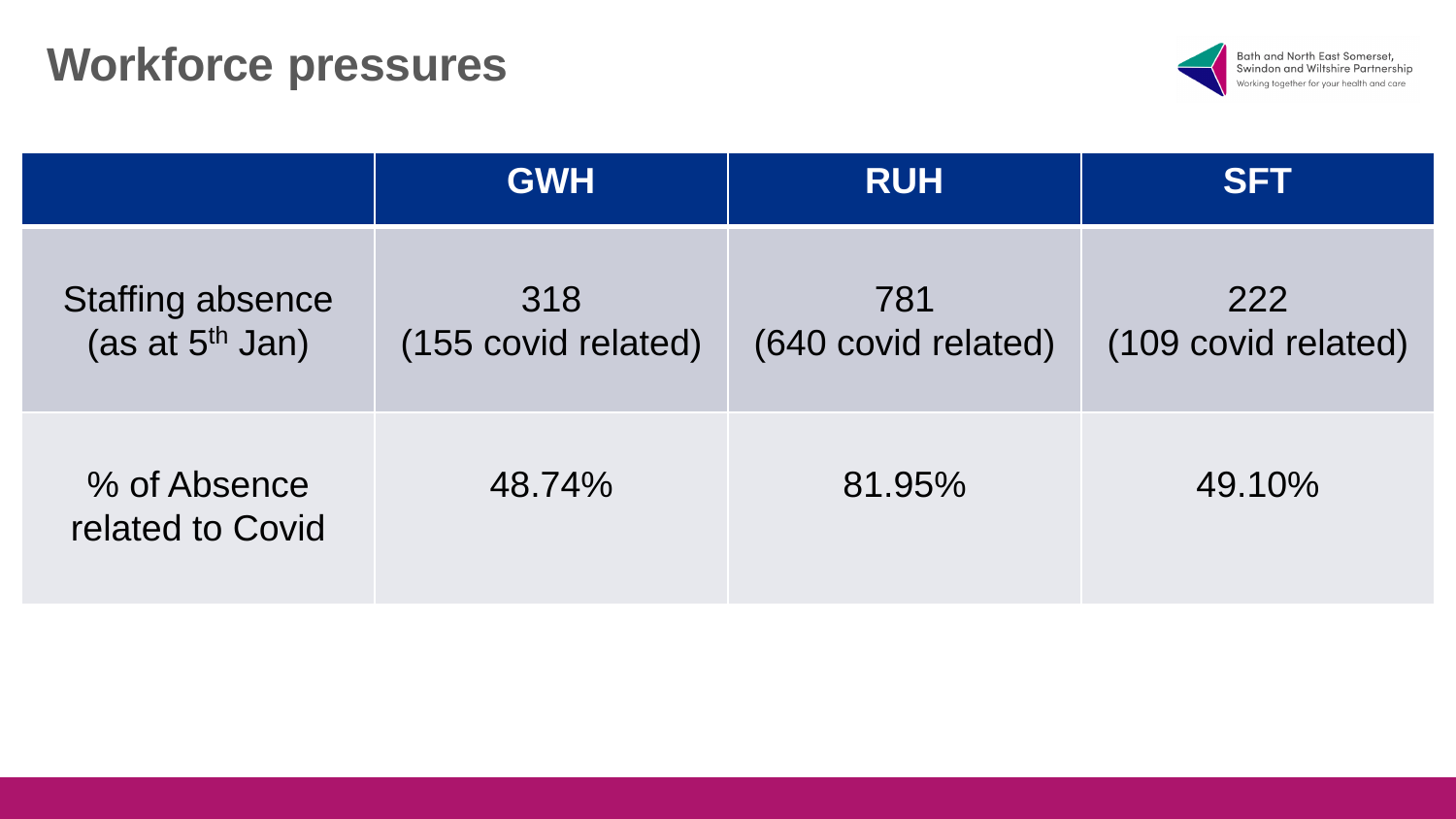# Workforce pressures

| | GWH | RUH | SFT |
|---|---|---|---|
| Staffing absence (as at 5th Jan) | 318 (155 covid related) | 781 (640 covid related) | 222 (109 covid related) |
| % of Absence related to Covid | 48.74% | 81.95% | 49.10% |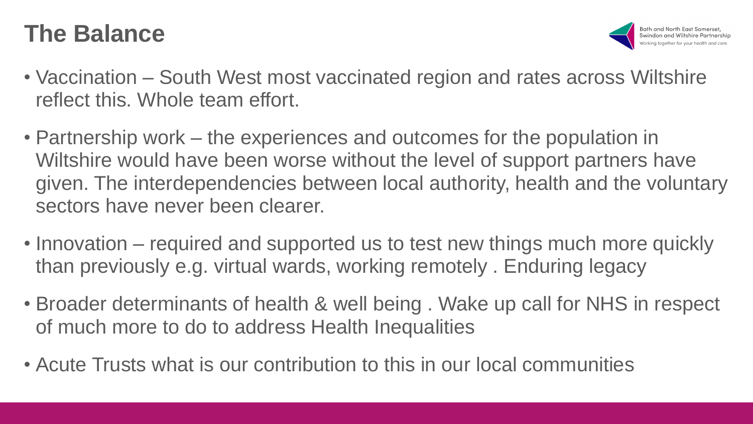# The Balance

- Vaccination – South West most vaccinated region and rates across Wiltshire reflect this. Whole team effort.
- Partnership work – the experiences and outcomes for the population in Wiltshire would have been worse without the level of support partners have given. The interdependencies between local authority, health and the voluntary sectors have never been clearer.
- Innovation – required and supported us to test new things much more quickly than previously e.g. virtual wards, working remotely . Enduring legacy
- Broader determinants of health & well being . Wake up call for NHS in respect of much more to do to address Health Inequalities
- Acute Trusts what is our contribution to this in our local communities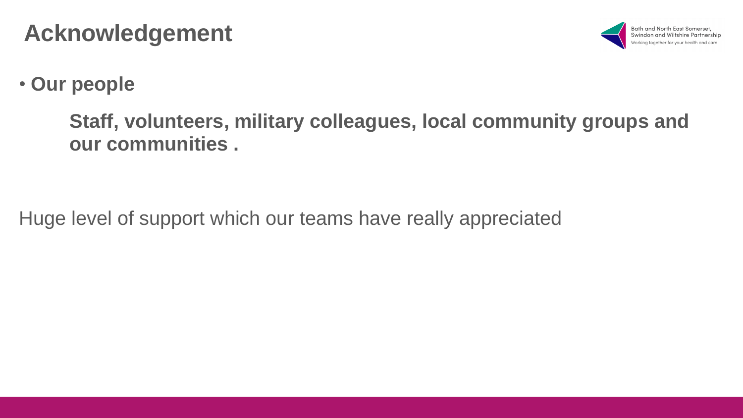# Acknowledgement

- **Our people**

  **Staff, volunteers, military colleagues, local community groups and our communities .**

Huge level of support which our teams have really appreciated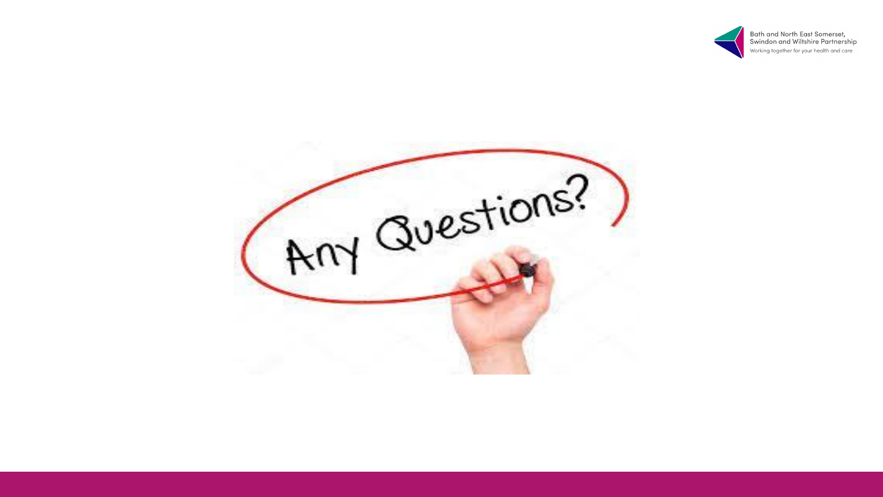Any Questions?